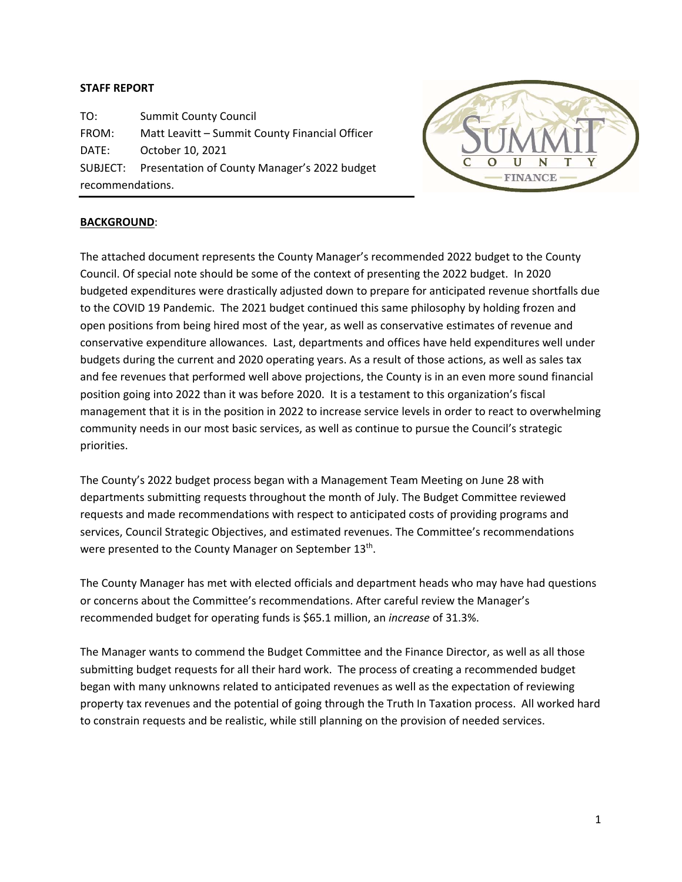**STAFF REPORT**

TO: Summit County Council
FROM: Matt Leavitt – Summit County Financial Officer
DATE: October 10, 2021
SUBJECT: Presentation of County Manager's 2022 budget recommendations.

**BACKGROUND**:

The attached document represents the County Manager's recommended 2022 budget to the County Council. Of special note should be some of the context of presenting the 2022 budget. In 2020 budgeted expenditures were drastically adjusted down to prepare for anticipated revenue shortfalls due to the COVID 19 Pandemic. The 2021 budget continued this same philosophy by holding frozen and open positions from being hired most of the year, as well as conservative estimates of revenue and conservative expenditure allowances. Last, departments and offices have held expenditures well under budgets during the current and 2020 operating years. As a result of those actions, as well as sales tax and fee revenues that performed well above projections, the County is in an even more sound financial position going into 2022 than it was before 2020. It is a testament to this organization's fiscal management that it is in the position in 2022 to increase service levels in order to react to overwhelming community needs in our most basic services, as well as continue to pursue the Council's strategic priorities.

The County's 2022 budget process began with a Management Team Meeting on June 28 with departments submitting requests throughout the month of July. The Budget Committee reviewed requests and made recommendations with respect to anticipated costs of providing programs and services, Council Strategic Objectives, and estimated revenues. The Committee's recommendations were presented to the County Manager on September 13th.

The County Manager has met with elected officials and department heads who may have had questions or concerns about the Committee's recommendations. After careful review the Manager's recommended budget for operating funds is $65.1 million, an *increase* of 31.3%.

The Manager wants to commend the Budget Committee and the Finance Director, as well as all those submitting budget requests for all their hard work. The process of creating a recommended budget began with many unknowns related to anticipated revenues as well as the expectation of reviewing property tax revenues and the potential of going through the Truth In Taxation process. All worked hard to constrain requests and be realistic, while still planning on the provision of needed services.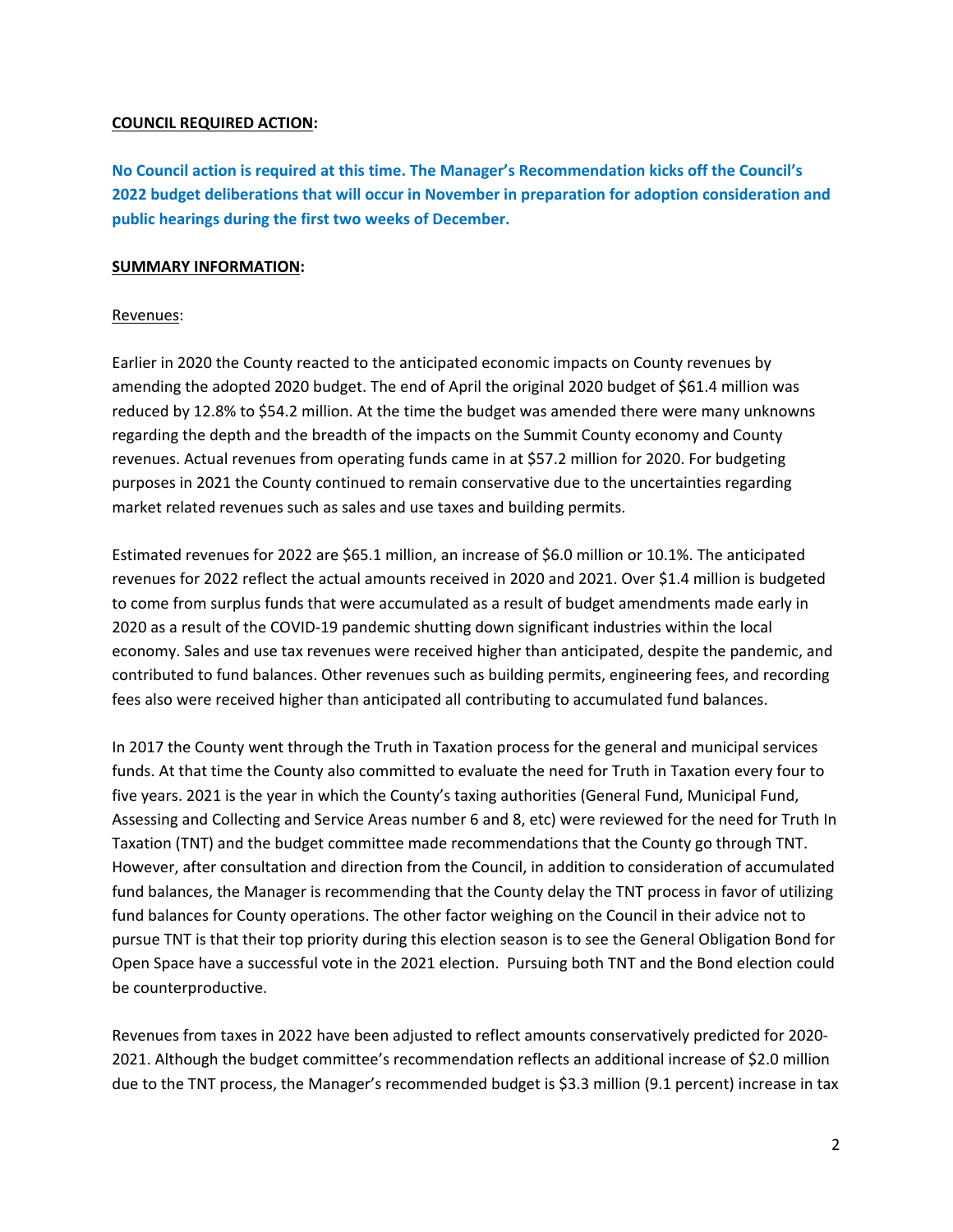**COUNCIL REQUIRED ACTION:**

**No Council action is required at this time. The Manager's Recommendation kicks off the Council's 2022 budget deliberations that will occur in November in preparation for adoption consideration and public hearings during the first two weeks of December.**

**SUMMARY INFORMATION:**

Revenues:

Earlier in 2020 the County reacted to the anticipated economic impacts on County revenues by amending the adopted 2020 budget. The end of April the original 2020 budget of $61.4 million was reduced by 12.8% to $54.2 million. At the time the budget was amended there were many unknowns regarding the depth and the breadth of the impacts on the Summit County economy and County revenues. Actual revenues from operating funds came in at $57.2 million for 2020. For budgeting purposes in 2021 the County continued to remain conservative due to the uncertainties regarding market related revenues such as sales and use taxes and building permits.

Estimated revenues for 2022 are $65.1 million, an increase of $6.0 million or 10.1%. The anticipated revenues for 2022 reflect the actual amounts received in 2020 and 2021. Over $1.4 million is budgeted to come from surplus funds that were accumulated as a result of budget amendments made early in 2020 as a result of the COVID-19 pandemic shutting down significant industries within the local economy. Sales and use tax revenues were received higher than anticipated, despite the pandemic, and contributed to fund balances. Other revenues such as building permits, engineering fees, and recording fees also were received higher than anticipated all contributing to accumulated fund balances.

In 2017 the County went through the Truth in Taxation process for the general and municipal services funds. At that time the County also committed to evaluate the need for Truth in Taxation every four to five years. 2021 is the year in which the County's taxing authorities (General Fund, Municipal Fund, Assessing and Collecting and Service Areas number 6 and 8, etc) were reviewed for the need for Truth In Taxation (TNT) and the budget committee made recommendations that the County go through TNT. However, after consultation and direction from the Council, in addition to consideration of accumulated fund balances, the Manager is recommending that the County delay the TNT process in favor of utilizing fund balances for County operations. The other factor weighing on the Council in their advice not to pursue TNT is that their top priority during this election season is to see the General Obligation Bond for Open Space have a successful vote in the 2021 election. Pursuing both TNT and the Bond election could be counterproductive.

Revenues from taxes in 2022 have been adjusted to reflect amounts conservatively predicted for 2020-2021. Although the budget committee's recommendation reflects an additional increase of $2.0 million due to the TNT process, the Manager's recommended budget is $3.3 million (9.1 percent) increase in tax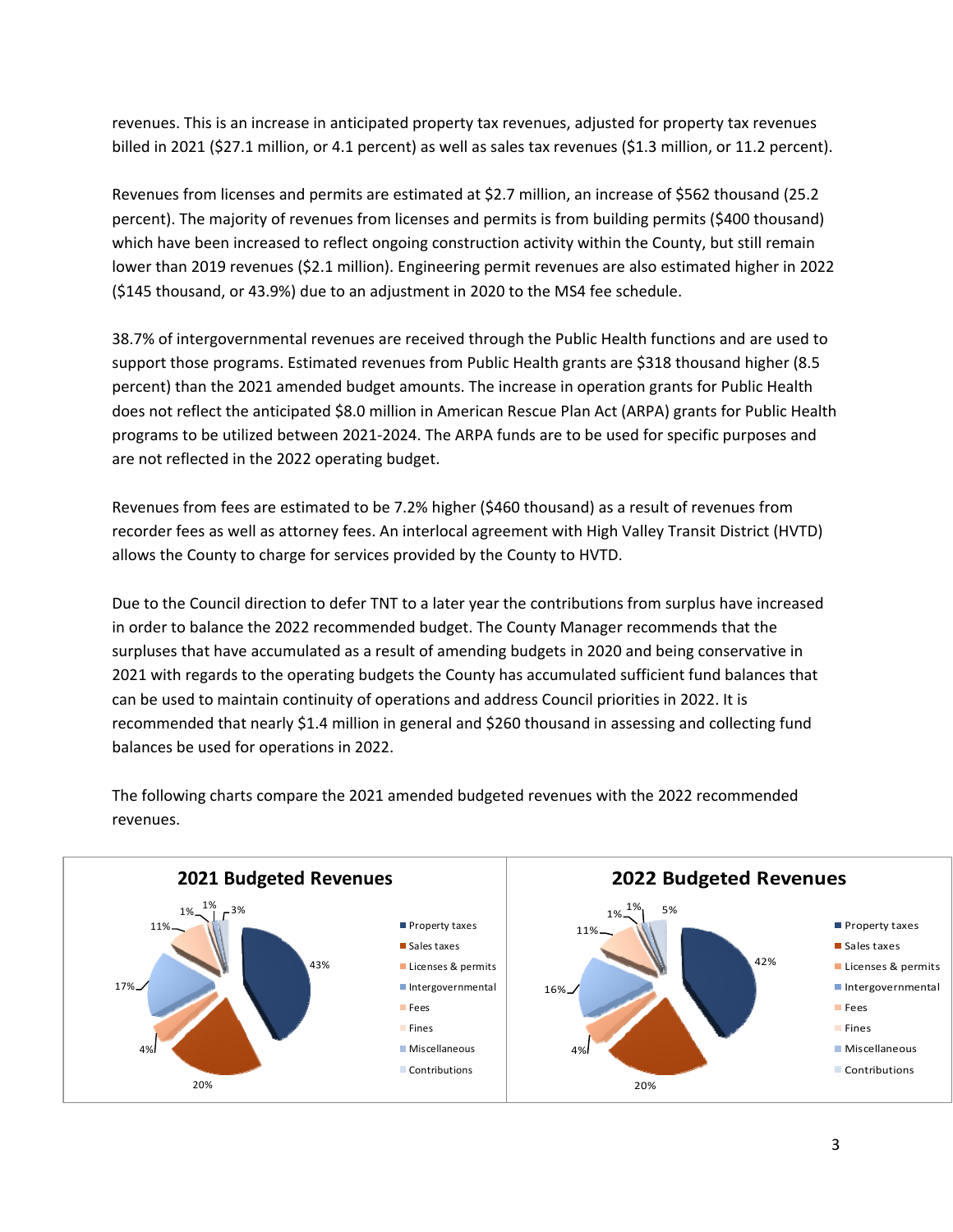revenues. This is an increase in anticipated property tax revenues, adjusted for property tax revenues billed in 2021 ($27.1 million, or 4.1 percent) as well as sales tax revenues ($1.3 million, or 11.2 percent).

Revenues from licenses and permits are estimated at $2.7 million, an increase of $562 thousand (25.2 percent). The majority of revenues from licenses and permits is from building permits ($400 thousand) which have been increased to reflect ongoing construction activity within the County, but still remain lower than 2019 revenues ($2.1 million). Engineering permit revenues are also estimated higher in 2022 ($145 thousand, or 43.9%) due to an adjustment in 2020 to the MS4 fee schedule.

38.7% of intergovernmental revenues are received through the Public Health functions and are used to support those programs. Estimated revenues from Public Health grants are $318 thousand higher (8.5 percent) than the 2021 amended budget amounts. The increase in operation grants for Public Health does not reflect the anticipated $8.0 million in American Rescue Plan Act (ARPA) grants for Public Health programs to be utilized between 2021-2024. The ARPA funds are to be used for specific purposes and are not reflected in the 2022 operating budget.

Revenues from fees are estimated to be 7.2% higher ($460 thousand) as a result of revenues from recorder fees as well as attorney fees. An interlocal agreement with High Valley Transit District (HVTD) allows the County to charge for services provided by the County to HVTD.

Due to the Council direction to defer TNT to a later year the contributions from surplus have increased in order to balance the 2022 recommended budget. The County Manager recommends that the surpluses that have accumulated as a result of amending budgets in 2020 and being conservative in 2021 with regards to the operating budgets the County has accumulated sufficient fund balances that can be used to maintain continuity of operations and address Council priorities in 2022. It is recommended that nearly $1.4 million in general and $260 thousand in assessing and collecting fund balances be used for operations in 2022.

The following charts compare the 2021 amended budgeted revenues with the 2022 recommended revenues.

**2021 Budgeted Revenues**

| Category | Share |
|---|---|
| Property taxes | 43% |
| Sales taxes | 20% |
| Licenses & permits | 4% |
| Intergovernmental | 17% |
| Fees | 11% |
| Fines | 1% |
| Miscellaneous | 1% |
| Contributions | 3% |

**2022 Budgeted Revenues**

| Category | Share |
|---|---|
| Property taxes | 42% |
| Sales taxes | 20% |
| Licenses & permits | 4% |
| Intergovernmental | 16% |
| Fees | 11% |
| Fines | 1% |
| Miscellaneous | 1% |
| Contributions | 5% |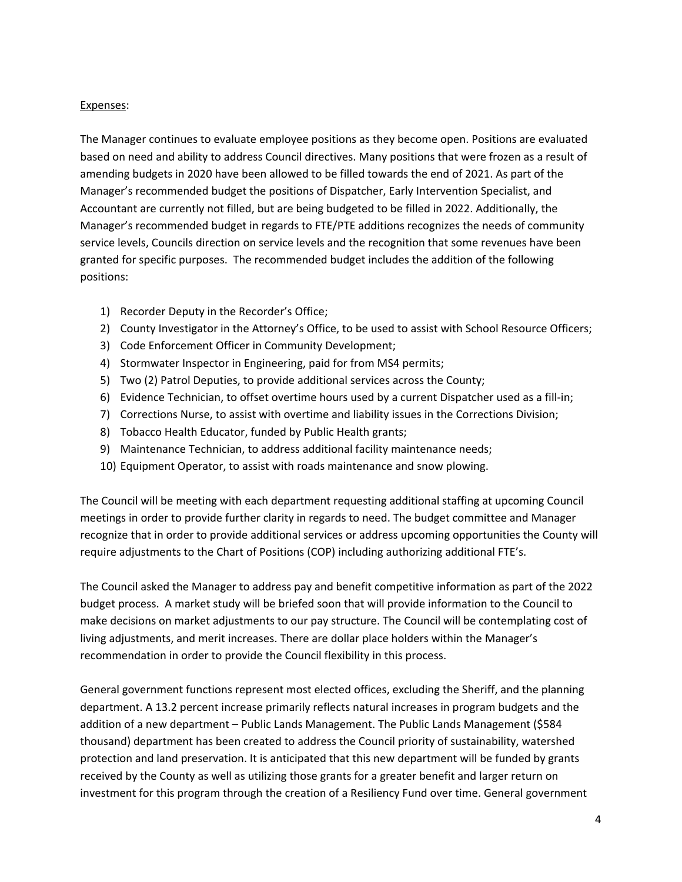Expenses:

The Manager continues to evaluate employee positions as they become open. Positions are evaluated based on need and ability to address Council directives. Many positions that were frozen as a result of amending budgets in 2020 have been allowed to be filled towards the end of 2021. As part of the Manager's recommended budget the positions of Dispatcher, Early Intervention Specialist, and Accountant are currently not filled, but are being budgeted to be filled in 2022. Additionally, the Manager's recommended budget in regards to FTE/PTE additions recognizes the needs of community service levels, Councils direction on service levels and the recognition that some revenues have been granted for specific purposes. The recommended budget includes the addition of the following positions:

1) Recorder Deputy in the Recorder's Office;
2) County Investigator in the Attorney's Office, to be used to assist with School Resource Officers;
3) Code Enforcement Officer in Community Development;
4) Stormwater Inspector in Engineering, paid for from MS4 permits;
5) Two (2) Patrol Deputies, to provide additional services across the County;
6) Evidence Technician, to offset overtime hours used by a current Dispatcher used as a fill-in;
7) Corrections Nurse, to assist with overtime and liability issues in the Corrections Division;
8) Tobacco Health Educator, funded by Public Health grants;
9) Maintenance Technician, to address additional facility maintenance needs;
10) Equipment Operator, to assist with roads maintenance and snow plowing.

The Council will be meeting with each department requesting additional staffing at upcoming Council meetings in order to provide further clarity in regards to need. The budget committee and Manager recognize that in order to provide additional services or address upcoming opportunities the County will require adjustments to the Chart of Positions (COP) including authorizing additional FTE's.

The Council asked the Manager to address pay and benefit competitive information as part of the 2022 budget process. A market study will be briefed soon that will provide information to the Council to make decisions on market adjustments to our pay structure. The Council will be contemplating cost of living adjustments, and merit increases. There are dollar place holders within the Manager's recommendation in order to provide the Council flexibility in this process.

General government functions represent most elected offices, excluding the Sheriff, and the planning department. A 13.2 percent increase primarily reflects natural increases in program budgets and the addition of a new department – Public Lands Management. The Public Lands Management ($584 thousand) department has been created to address the Council priority of sustainability, watershed protection and land preservation. It is anticipated that this new department will be funded by grants received by the County as well as utilizing those grants for a greater benefit and larger return on investment for this program through the creation of a Resiliency Fund over time. General government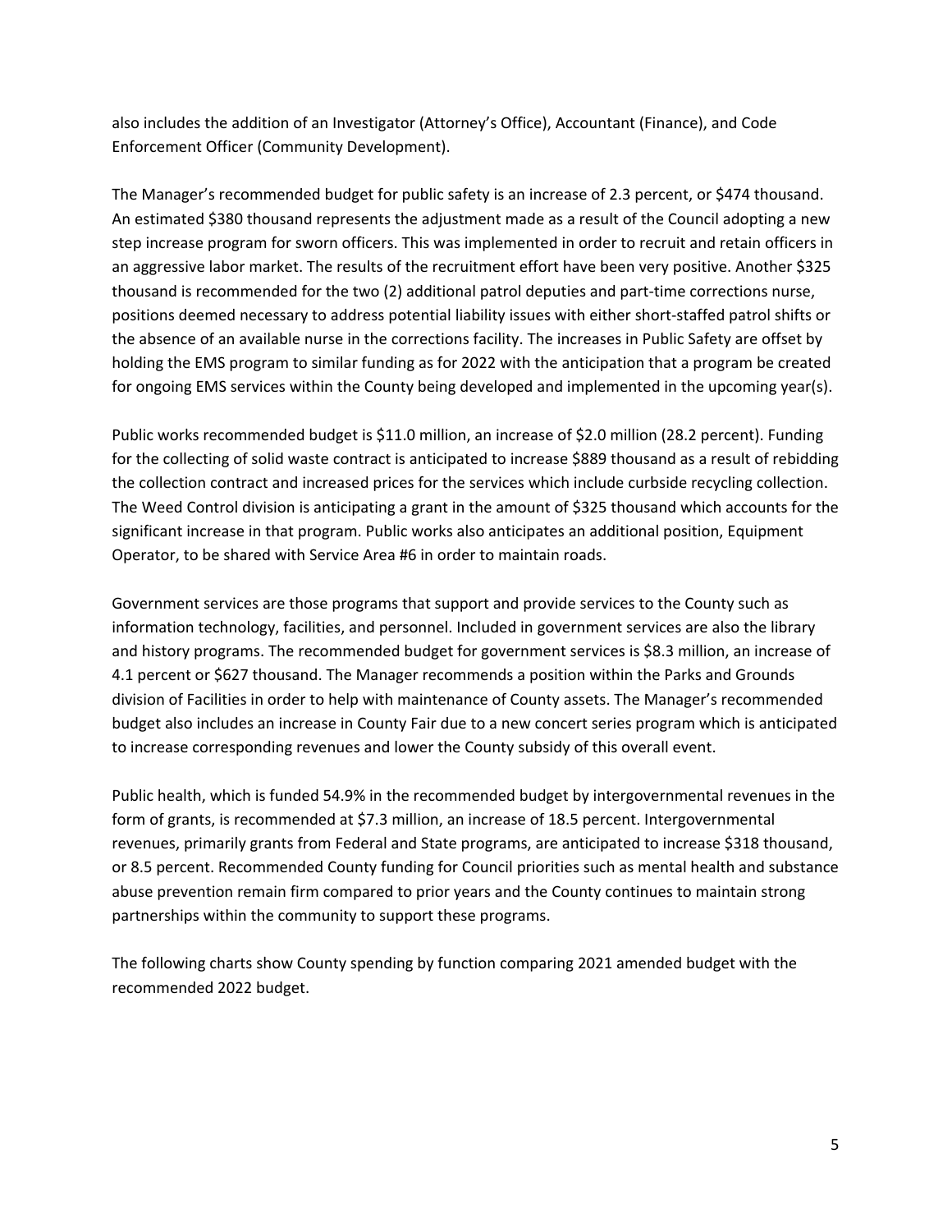also includes the addition of an Investigator (Attorney's Office), Accountant (Finance), and Code Enforcement Officer (Community Development).

The Manager's recommended budget for public safety is an increase of 2.3 percent, or $474 thousand. An estimated $380 thousand represents the adjustment made as a result of the Council adopting a new step increase program for sworn officers. This was implemented in order to recruit and retain officers in an aggressive labor market. The results of the recruitment effort have been very positive. Another $325 thousand is recommended for the two (2) additional patrol deputies and part-time corrections nurse, positions deemed necessary to address potential liability issues with either short-staffed patrol shifts or the absence of an available nurse in the corrections facility. The increases in Public Safety are offset by holding the EMS program to similar funding as for 2022 with the anticipation that a program be created for ongoing EMS services within the County being developed and implemented in the upcoming year(s).

Public works recommended budget is $11.0 million, an increase of $2.0 million (28.2 percent). Funding for the collecting of solid waste contract is anticipated to increase $889 thousand as a result of rebidding the collection contract and increased prices for the services which include curbside recycling collection. The Weed Control division is anticipating a grant in the amount of $325 thousand which accounts for the significant increase in that program. Public works also anticipates an additional position, Equipment Operator, to be shared with Service Area #6 in order to maintain roads.

Government services are those programs that support and provide services to the County such as information technology, facilities, and personnel. Included in government services are also the library and history programs. The recommended budget for government services is $8.3 million, an increase of 4.1 percent or $627 thousand. The Manager recommends a position within the Parks and Grounds division of Facilities in order to help with maintenance of County assets. The Manager's recommended budget also includes an increase in County Fair due to a new concert series program which is anticipated to increase corresponding revenues and lower the County subsidy of this overall event.

Public health, which is funded 54.9% in the recommended budget by intergovernmental revenues in the form of grants, is recommended at $7.3 million, an increase of 18.5 percent. Intergovernmental revenues, primarily grants from Federal and State programs, are anticipated to increase $318 thousand, or 8.5 percent. Recommended County funding for Council priorities such as mental health and substance abuse prevention remain firm compared to prior years and the County continues to maintain strong partnerships within the community to support these programs.

The following charts show County spending by function comparing 2021 amended budget with the recommended 2022 budget.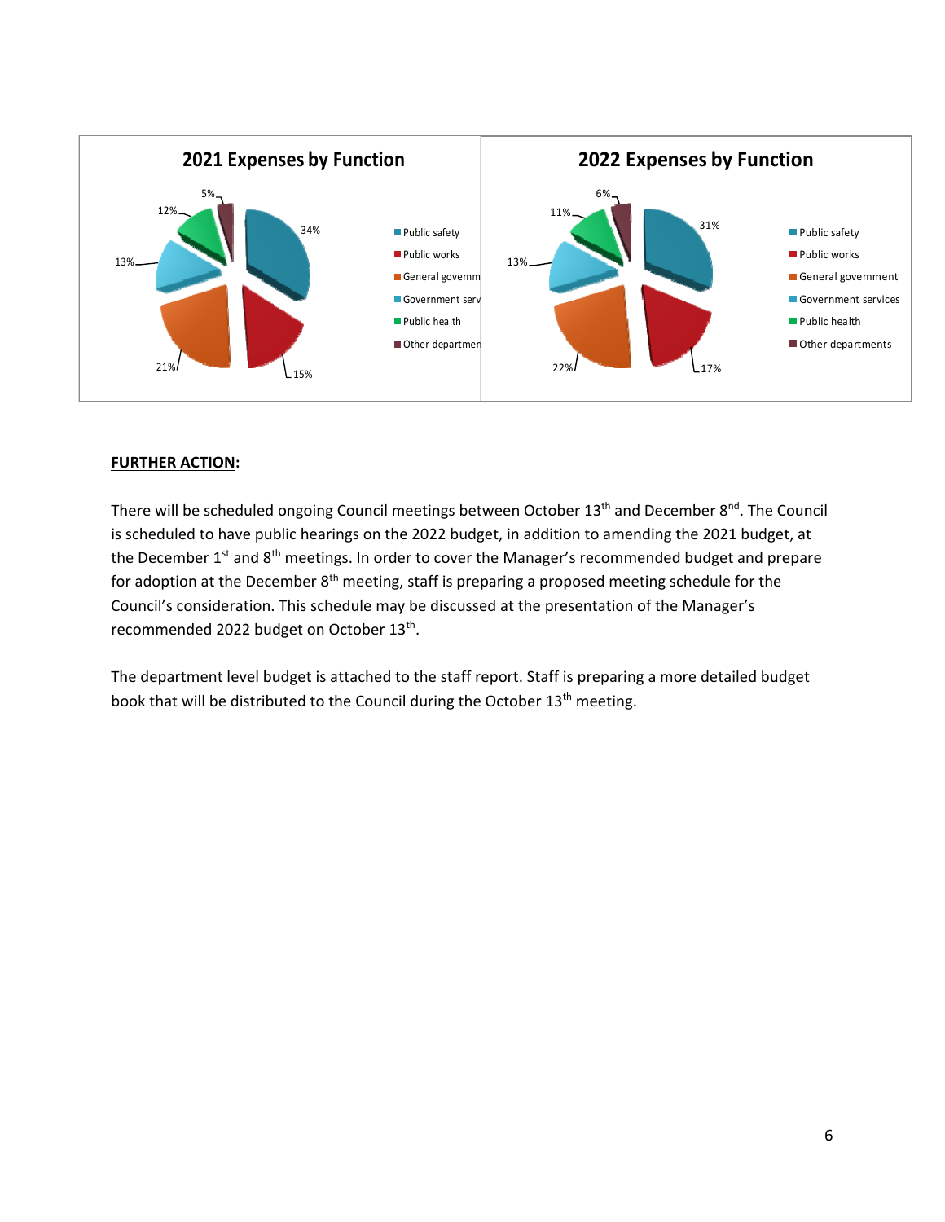**2021 Expenses by Function**

| Function | Percent |
|---|---|
| Public safety | 34% |
| Public works | 15% |
| General government | 21% |
| Government services | 13% |
| Public health | 12% |
| Other departments | 5% |

**2022 Expenses by Function**

| Function | Percent |
|---|---|
| Public safety | 31% |
| Public works | 17% |
| General government | 22% |
| Government services | 13% |
| Public health | 11% |
| Other departments | 6% |

**FURTHER ACTION:**

There will be scheduled ongoing Council meetings between October 13th and December 8th. The Council is scheduled to have public hearings on the 2022 budget, in addition to amending the 2021 budget, at the December 1st and 8th meetings. In order to cover the Manager's recommended budget and prepare for adoption at the December 8th meeting, staff is preparing a proposed meeting schedule for the Council's consideration. This schedule may be discussed at the presentation of the Manager's recommended 2022 budget on October 13th.

The department level budget is attached to the staff report. Staff is preparing a more detailed budget book that will be distributed to the Council during the October 13th meeting.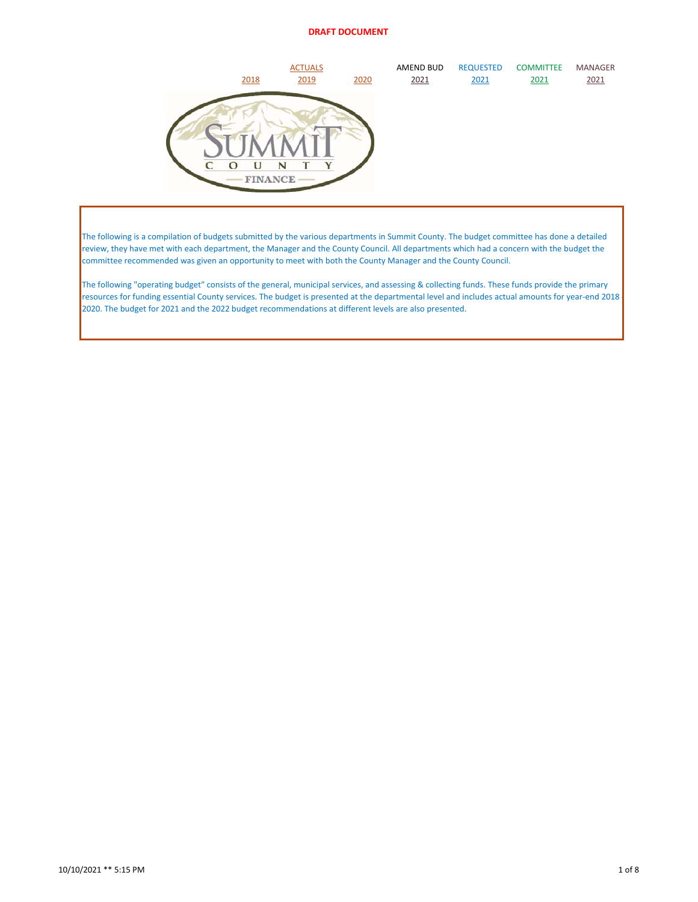**DRAFT DOCUMENT**

| | ACTUALS | | AMEND BUD | REQUESTED | COMMITTEE | MANAGER |
|---|---|---|---|---|---|---|
| 2018 | 2019 | 2020 | 2021 | 2021 | 2021 | 2021 |

SUMMIT COUNTY FINANCE

The following is a compilation of budgets submitted by the various departments in Summit County. The budget committee has done a detailed review, they have met with each department, the Manager and the County Council. All departments which had a concern with the budget the committee recommended was given an opportunity to meet with both the County Manager and the County Council.

The following "operating budget" consists of the general, municipal services, and assessing & collecting funds. These funds provide the primary resources for funding essential County services. The budget is presented at the departmental level and includes actual amounts for year-end 2018 2020. The budget for 2021 and the 2022 budget recommendations at different levels are also presented.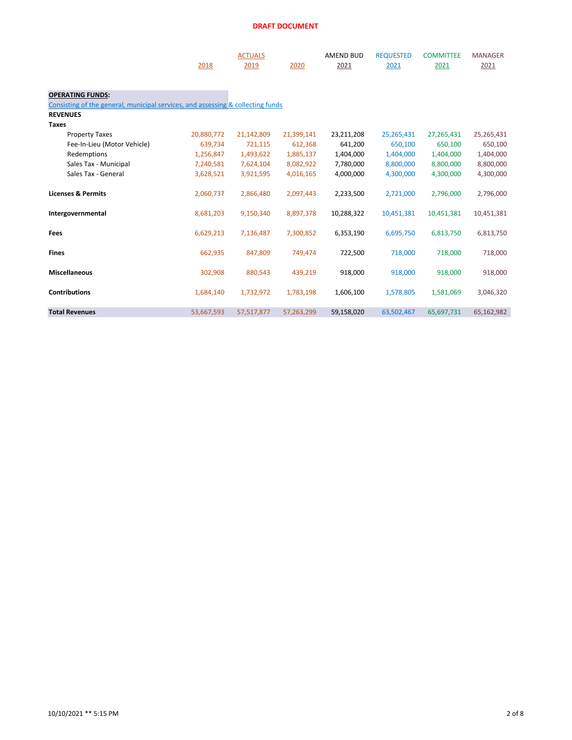**DRAFT DOCUMENT**

| | ACTUALS 2018 | ACTUALS 2019 | ACTUALS 2020 | AMEND BUD 2021 | REQUESTED 2021 | COMMITTEE 2021 | MANAGER 2021 |
|---|---|---|---|---|---|---|---|
| **OPERATING FUNDS:** | | | | | | | |
| Consisting of the general, municipal services, and assessing & collecting funds | | | | | | | |
| **REVENUES** | | | | | | | |
| **Taxes** | | | | | | | |
| Property Taxes | 20,880,772 | 21,142,809 | 21,399,141 | 23,211,208 | 25,265,431 | 27,265,431 | 25,265,431 |
| Fee-In-Lieu (Motor Vehicle) | 639,734 | 721,115 | 612,368 | 641,200 | 650,100 | 650,100 | 650,100 |
| Redemptions | 1,256,847 | 1,493,622 | 1,885,137 | 1,404,000 | 1,404,000 | 1,404,000 | 1,404,000 |
| Sales Tax - Municipal | 7,240,581 | 7,624,104 | 8,082,922 | 7,780,000 | 8,800,000 | 8,800,000 | 8,800,000 |
| Sales Tax - General | 3,628,521 | 3,921,595 | 4,016,165 | 4,000,000 | 4,300,000 | 4,300,000 | 4,300,000 |
| **Licenses & Permits** | 2,060,737 | 2,866,480 | 2,097,443 | 2,233,500 | 2,721,000 | 2,796,000 | 2,796,000 |
| **Intergovernmental** | 8,681,203 | 9,150,340 | 8,897,378 | 10,288,322 | 10,451,381 | 10,451,381 | 10,451,381 |
| **Fees** | 6,629,213 | 7,136,487 | 7,300,852 | 6,353,190 | 6,695,750 | 6,813,750 | 6,813,750 |
| **Fines** | 662,935 | 847,809 | 749,474 | 722,500 | 718,000 | 718,000 | 718,000 |
| **Miscellaneous** | 302,908 | 880,543 | 439,219 | 918,000 | 918,000 | 918,000 | 918,000 |
| **Contributions** | 1,684,140 | 1,732,972 | 1,783,198 | 1,606,100 | 1,578,805 | 1,581,069 | 3,046,320 |
| **Total Revenues** | 53,667,593 | 57,517,877 | 57,263,299 | 59,158,020 | 63,502,467 | 65,697,731 | 65,162,982 |

10/10/2021 ** 5:15 PM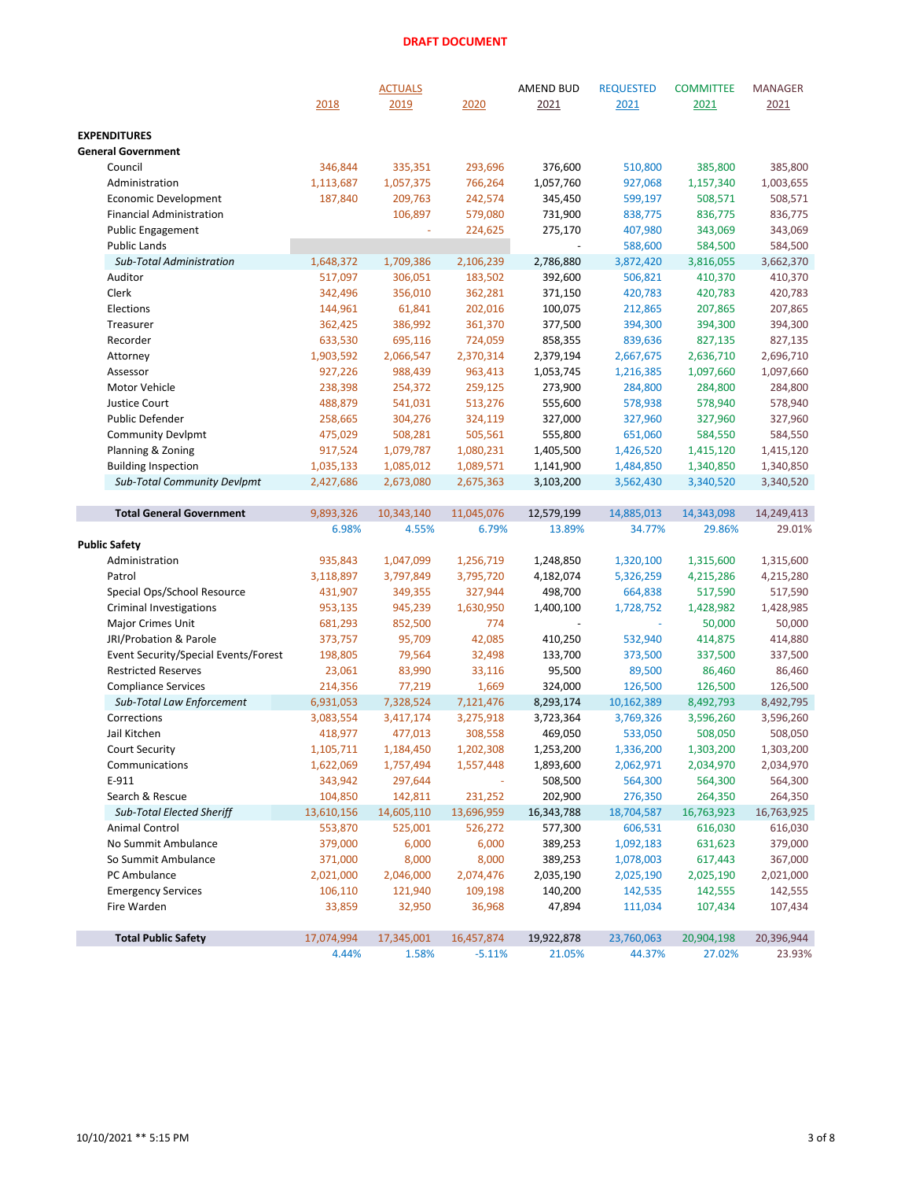**DRAFT DOCUMENT**

| | ACTUALS 2018 | 2019 | 2020 | AMEND BUD 2021 | REQUESTED 2021 | COMMITTEE 2021 | MANAGER 2021 |
|---|---|---|---|---|---|---|---|
| **EXPENDITURES** | | | | | | | |
| **General Government** | | | | | | | |
| Council | 346,844 | 335,351 | 293,696 | 376,600 | 510,800 | 385,800 | 385,800 |
| Administration | 1,113,687 | 1,057,375 | 766,264 | 1,057,760 | 927,068 | 1,157,340 | 1,003,655 |
| Economic Development | 187,840 | 209,763 | 242,574 | 345,450 | 599,197 | 508,571 | 508,571 |
| Financial Administration | | 106,897 | 579,080 | 731,900 | 838,775 | 836,775 | 836,775 |
| Public Engagement | | - | 224,625 | 275,170 | 407,980 | 343,069 | 343,069 |
| Public Lands | | | | - | 588,600 | 584,500 | 584,500 |
| *Sub-Total Administration* | 1,648,372 | 1,709,386 | 2,106,239 | 2,786,880 | 3,872,420 | 3,816,055 | 3,662,370 |
| Auditor | 517,097 | 306,051 | 183,502 | 392,600 | 506,821 | 410,370 | 410,370 |
| Clerk | 342,496 | 356,010 | 362,281 | 371,150 | 420,783 | 420,783 | 420,783 |
| Elections | 144,961 | 61,841 | 202,016 | 100,075 | 212,865 | 207,865 | 207,865 |
| Treasurer | 362,425 | 386,992 | 361,370 | 377,500 | 394,300 | 394,300 | 394,300 |
| Recorder | 633,530 | 695,116 | 724,059 | 858,355 | 839,636 | 827,135 | 827,135 |
| Attorney | 1,903,592 | 2,066,547 | 2,370,314 | 2,379,194 | 2,667,675 | 2,636,710 | 2,696,710 |
| Assessor | 927,226 | 988,439 | 963,413 | 1,053,745 | 1,216,385 | 1,097,660 | 1,097,660 |
| Motor Vehicle | 238,398 | 254,372 | 259,125 | 273,900 | 284,800 | 284,800 | 284,800 |
| Justice Court | 488,879 | 541,031 | 513,276 | 555,600 | 578,938 | 578,940 | 578,940 |
| Public Defender | 258,665 | 304,276 | 324,119 | 327,000 | 327,960 | 327,960 | 327,960 |
| Community Devlpmt | 475,029 | 508,281 | 505,561 | 555,800 | 651,060 | 584,550 | 584,550 |
| Planning & Zoning | 917,524 | 1,079,787 | 1,080,231 | 1,405,500 | 1,426,520 | 1,415,120 | 1,415,120 |
| Building Inspection | 1,035,133 | 1,085,012 | 1,089,571 | 1,141,900 | 1,484,850 | 1,340,850 | 1,340,850 |
| *Sub-Total Community Devlpmt* | 2,427,686 | 2,673,080 | 2,675,363 | 3,103,200 | 3,562,430 | 3,340,520 | 3,340,520 |
| **Total General Government** | 9,893,326 | 10,343,140 | 11,045,076 | 12,579,199 | 14,885,013 | 14,343,098 | 14,249,413 |
| | 6.98% | 4.55% | 6.79% | 13.89% | 34.77% | 29.86% | 29.01% |
| **Public Safety** | | | | | | | |
| Administration | 935,843 | 1,047,099 | 1,256,719 | 1,248,850 | 1,320,100 | 1,315,600 | 1,315,600 |
| Patrol | 3,118,897 | 3,797,849 | 3,795,720 | 4,182,074 | 5,326,259 | 4,215,286 | 4,215,280 |
| Special Ops/School Resource | 431,907 | 349,355 | 327,944 | 498,700 | 664,838 | 517,590 | 517,590 |
| Criminal Investigations | 953,135 | 945,239 | 1,630,950 | 1,400,100 | 1,728,752 | 1,428,982 | 1,428,985 |
| Major Crimes Unit | 681,293 | 852,500 | 774 | - | - | 50,000 | 50,000 |
| JRI/Probation & Parole | 373,757 | 95,709 | 42,085 | 410,250 | 532,940 | 414,875 | 414,880 |
| Event Security/Special Events/Forest | 198,805 | 79,564 | 32,498 | 133,700 | 373,500 | 337,500 | 337,500 |
| Restricted Reserves | 23,061 | 83,990 | 33,116 | 95,500 | 89,500 | 86,460 | 86,460 |
| Compliance Services | 214,356 | 77,219 | 1,669 | 324,000 | 126,500 | 126,500 | 126,500 |
| *Sub-Total Law Enforcement* | 6,931,053 | 7,328,524 | 7,121,476 | 8,293,174 | 10,162,389 | 8,492,793 | 8,492,795 |
| Corrections | 3,083,554 | 3,417,174 | 3,275,918 | 3,723,364 | 3,769,326 | 3,596,260 | 3,596,260 |
| Jail Kitchen | 418,977 | 477,013 | 308,558 | 469,050 | 533,050 | 508,050 | 508,050 |
| Court Security | 1,105,711 | 1,184,450 | 1,202,308 | 1,253,200 | 1,336,200 | 1,303,200 | 1,303,200 |
| Communications | 1,622,069 | 1,757,494 | 1,557,448 | 1,893,600 | 2,062,971 | 2,034,970 | 2,034,970 |
| E-911 | 343,942 | 297,644 | - | 508,500 | 564,300 | 564,300 | 564,300 |
| Search & Rescue | 104,850 | 142,811 | 231,252 | 202,900 | 276,350 | 264,350 | 264,350 |
| *Sub-Total Elected Sheriff* | 13,610,156 | 14,605,110 | 13,696,959 | 16,343,788 | 18,704,587 | 16,763,923 | 16,763,925 |
| Animal Control | 553,870 | 525,001 | 526,272 | 577,300 | 606,531 | 616,030 | 616,030 |
| No Summit Ambulance | 379,000 | 6,000 | 6,000 | 389,253 | 1,092,183 | 631,623 | 379,000 |
| So Summit Ambulance | 371,000 | 8,000 | 8,000 | 389,253 | 1,078,003 | 617,443 | 367,000 |
| PC Ambulance | 2,021,000 | 2,046,000 | 2,074,476 | 2,035,190 | 2,025,190 | 2,025,190 | 2,021,000 |
| Emergency Services | 106,110 | 121,940 | 109,198 | 140,200 | 142,535 | 142,555 | 142,555 |
| Fire Warden | 33,859 | 32,950 | 36,968 | 47,894 | 111,034 | 107,434 | 107,434 |
| **Total Public Safety** | 17,074,994 | 17,345,001 | 16,457,874 | 19,922,878 | 23,760,063 | 20,904,198 | 20,396,944 |
| | 4.44% | 1.58% | -5.11% | 21.05% | 44.37% | 27.02% | 23.93% |

10/10/2021 ** 5:15 PM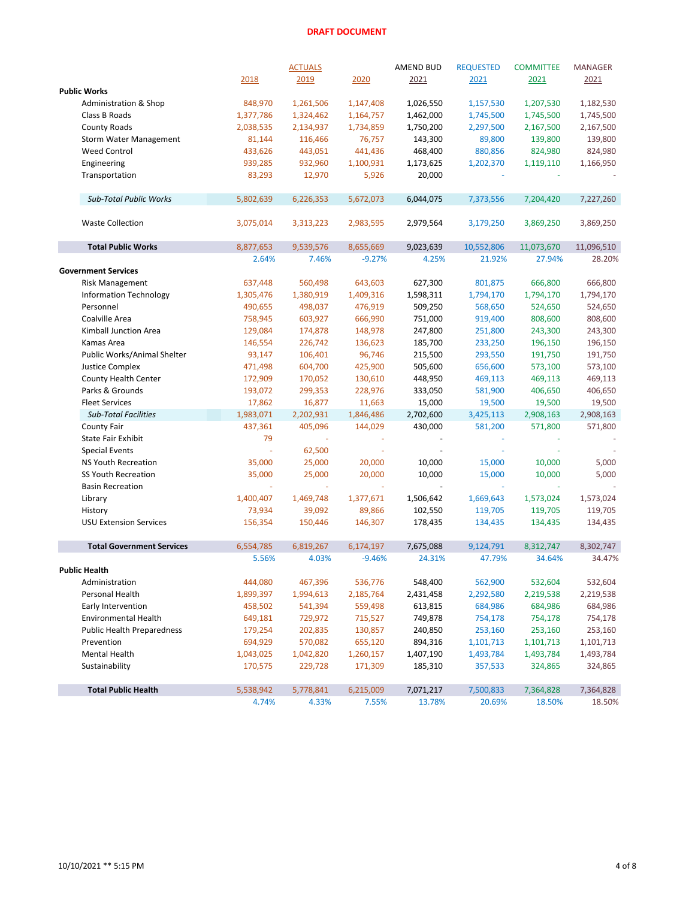**DRAFT DOCUMENT**

| | ACTUALS 2018 | 2019 | 2020 | AMEND BUD 2021 | REQUESTED 2021 | COMMITTEE 2021 | MANAGER 2021 |
|---|---|---|---|---|---|---|---|
| **Public Works** | | | | | | | |
| Administration & Shop | 848,970 | 1,261,506 | 1,147,408 | 1,026,550 | 1,157,530 | 1,207,530 | 1,182,530 |
| Class B Roads | 1,377,786 | 1,324,462 | 1,164,757 | 1,462,000 | 1,745,500 | 1,745,500 | 1,745,500 |
| County Roads | 2,038,535 | 2,134,937 | 1,734,859 | 1,750,200 | 2,297,500 | 2,167,500 | 2,167,500 |
| Storm Water Management | 81,144 | 116,466 | 76,757 | 143,300 | 89,800 | 139,800 | 139,800 |
| Weed Control | 433,626 | 443,051 | 441,436 | 468,400 | 880,856 | 824,980 | 824,980 |
| Engineering | 939,285 | 932,960 | 1,100,931 | 1,173,625 | 1,202,370 | 1,119,110 | 1,166,950 |
| Transportation | 83,293 | 12,970 | 5,926 | 20,000 | - | - | - |
| *Sub-Total Public Works* | 5,802,639 | 6,226,353 | 5,672,073 | 6,044,075 | 7,373,556 | 7,204,420 | 7,227,260 |
| Waste Collection | 3,075,014 | 3,313,223 | 2,983,595 | 2,979,564 | 3,179,250 | 3,869,250 | 3,869,250 |
| **Total Public Works** | 8,877,653 | 9,539,576 | 8,655,669 | 9,023,639 | 10,552,806 | 11,073,670 | 11,096,510 |
| | 2.64% | 7.46% | -9.27% | 4.25% | 21.92% | 27.94% | 28.20% |
| **Government Services** | | | | | | | |
| Risk Management | 637,448 | 560,498 | 643,603 | 627,300 | 801,875 | 666,800 | 666,800 |
| Information Technology | 1,305,476 | 1,380,919 | 1,409,316 | 1,598,311 | 1,794,170 | 1,794,170 | 1,794,170 |
| Personnel | 490,655 | 498,037 | 476,919 | 509,250 | 568,650 | 524,650 | 524,650 |
| Coalville Area | 758,945 | 603,927 | 666,990 | 751,000 | 919,400 | 808,600 | 808,600 |
| Kimball Junction Area | 129,084 | 174,878 | 148,978 | 247,800 | 251,800 | 243,300 | 243,300 |
| Kamas Area | 146,554 | 226,742 | 136,623 | 185,700 | 233,250 | 196,150 | 196,150 |
| Public Works/Animal Shelter | 93,147 | 106,401 | 96,746 | 215,500 | 293,550 | 191,750 | 191,750 |
| Justice Complex | 471,498 | 604,700 | 425,900 | 505,600 | 656,600 | 573,100 | 573,100 |
| County Health Center | 172,909 | 170,052 | 130,610 | 448,950 | 469,113 | 469,113 | 469,113 |
| Parks & Grounds | 193,072 | 299,353 | 228,976 | 333,050 | 581,900 | 406,650 | 406,650 |
| Fleet Services | 17,862 | 16,877 | 11,663 | 15,000 | 19,500 | 19,500 | 19,500 |
| *Sub-Total Facilities* | 1,983,071 | 2,202,931 | 1,846,486 | 2,702,600 | 3,425,113 | 2,908,163 | 2,908,163 |
| County Fair | 437,361 | 405,096 | 144,029 | 430,000 | 581,200 | 571,800 | 571,800 |
| State Fair Exhibit | 79 | - | - | - | - | - | - |
| Special Events | - | 62,500 | - | - | - | - | - |
| NS Youth Recreation | 35,000 | 25,000 | 20,000 | 10,000 | 15,000 | 10,000 | 5,000 |
| SS Youth Recreation | 35,000 | 25,000 | 20,000 | 10,000 | 15,000 | 10,000 | 5,000 |
| Basin Recreation | - | - | - | - | - | - | - |
| Library | 1,400,407 | 1,469,748 | 1,377,671 | 1,506,642 | 1,669,643 | 1,573,024 | 1,573,024 |
| History | 73,934 | 39,092 | 89,866 | 102,550 | 119,705 | 119,705 | 119,705 |
| USU Extension Services | 156,354 | 150,446 | 146,307 | 178,435 | 134,435 | 134,435 | 134,435 |
| **Total Government Services** | 6,554,785 | 6,819,267 | 6,174,197 | 7,675,088 | 9,124,791 | 8,312,747 | 8,302,747 |
| | 5.56% | 4.03% | -9.46% | 24.31% | 47.79% | 34.64% | 34.47% |
| **Public Health** | | | | | | | |
| Administration | 444,080 | 467,396 | 536,776 | 548,400 | 562,900 | 532,604 | 532,604 |
| Personal Health | 1,899,397 | 1,994,613 | 2,185,764 | 2,431,458 | 2,292,580 | 2,219,538 | 2,219,538 |
| Early Intervention | 458,502 | 541,394 | 559,498 | 613,815 | 684,986 | 684,986 | 684,986 |
| Environmental Health | 649,181 | 729,972 | 715,527 | 749,878 | 754,178 | 754,178 | 754,178 |
| Public Health Preparedness | 179,254 | 202,835 | 130,857 | 240,850 | 253,160 | 253,160 | 253,160 |
| Prevention | 694,929 | 570,082 | 655,120 | 894,316 | 1,101,713 | 1,101,713 | 1,101,713 |
| Mental Health | 1,043,025 | 1,042,820 | 1,260,157 | 1,407,190 | 1,493,784 | 1,493,784 | 1,493,784 |
| Sustainability | 170,575 | 229,728 | 171,309 | 185,310 | 357,533 | 324,865 | 324,865 |
| **Total Public Health** | 5,538,942 | 5,778,841 | 6,215,009 | 7,071,217 | 7,500,833 | 7,364,828 | 7,364,828 |
| | 4.74% | 4.33% | 7.55% | 13.78% | 20.69% | 18.50% | 18.50% |

10/10/2021 ** 5:15 PM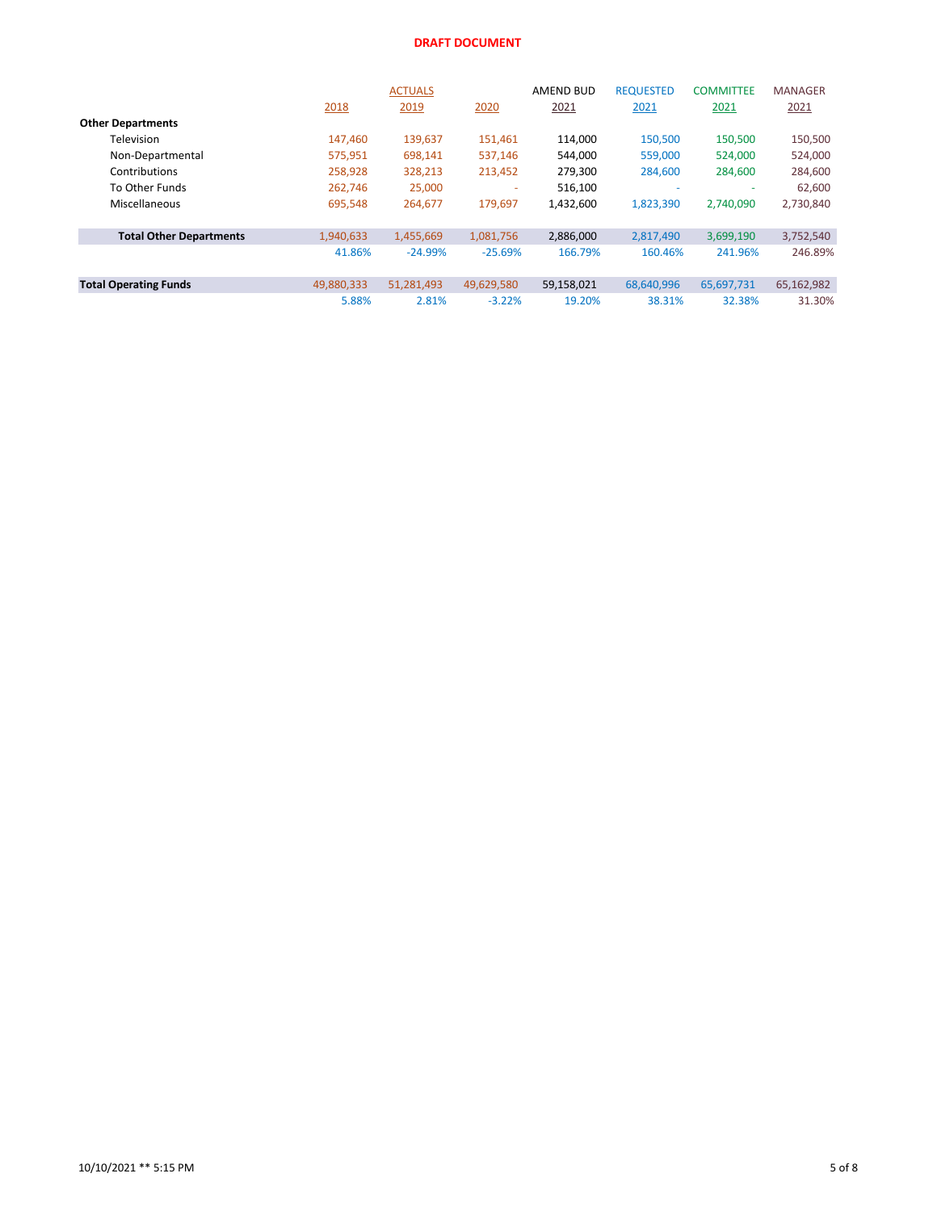**DRAFT DOCUMENT**

| | ACTUALS 2018 | 2019 | 2020 | AMEND BUD 2021 | REQUESTED 2021 | COMMITTEE 2021 | MANAGER 2021 |
|---|---|---|---|---|---|---|---|
| **Other Departments** | | | | | | | |
| Television | 147,460 | 139,637 | 151,461 | 114,000 | 150,500 | 150,500 | 150,500 |
| Non-Departmental | 575,951 | 698,141 | 537,146 | 544,000 | 559,000 | 524,000 | 524,000 |
| Contributions | 258,928 | 328,213 | 213,452 | 279,300 | 284,600 | 284,600 | 284,600 |
| To Other Funds | 262,746 | 25,000 | - | 516,100 | - | - | 62,600 |
| Miscellaneous | 695,548 | 264,677 | 179,697 | 1,432,600 | 1,823,390 | 2,740,090 | 2,730,840 |
| **Total Other Departments** | 1,940,633 | 1,455,669 | 1,081,756 | 2,886,000 | 2,817,490 | 3,699,190 | 3,752,540 |
| | 41.86% | -24.99% | -25.69% | 166.79% | 160.46% | 241.96% | 246.89% |
| **Total Operating Funds** | 49,880,333 | 51,281,493 | 49,629,580 | 59,158,021 | 68,640,996 | 65,697,731 | 65,162,982 |
| | 5.88% | 2.81% | -3.22% | 19.20% | 38.31% | 32.38% | 31.30% |

10/10/2021 ** 5:15 PM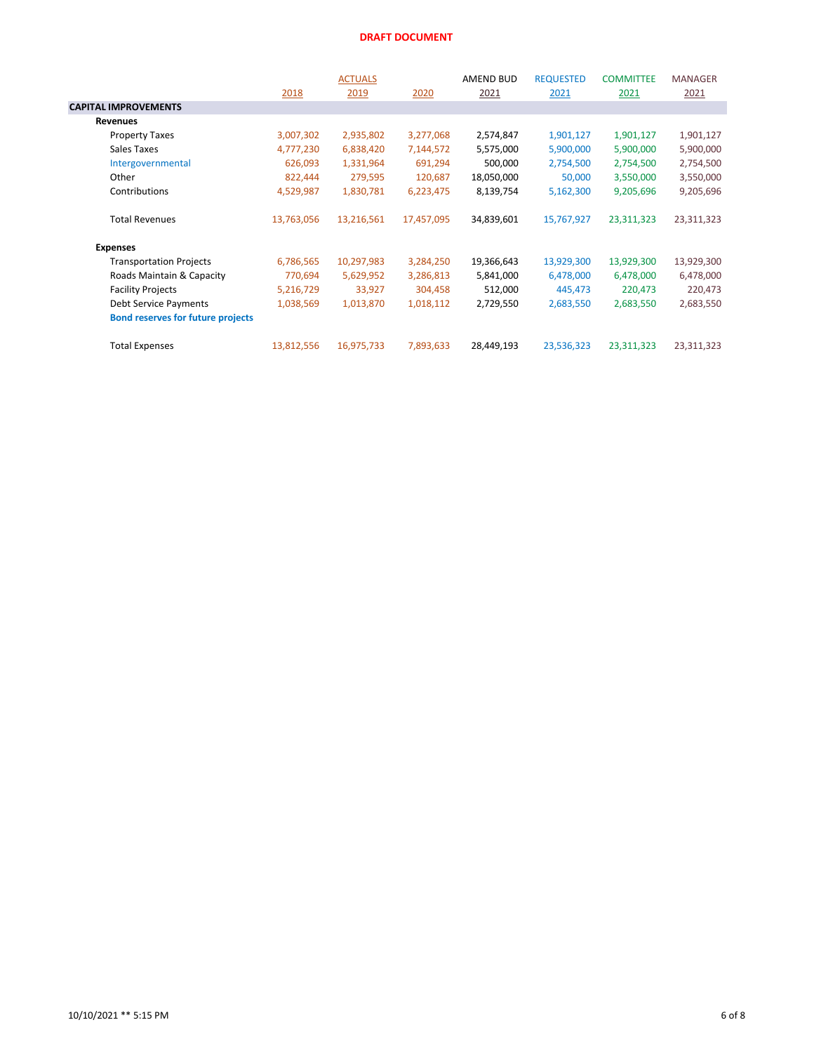**DRAFT DOCUMENT**

| | ACTUALS 2018 | 2019 | 2020 | AMEND BUD 2021 | REQUESTED 2021 | COMMITTEE 2021 | MANAGER 2021 |
|---|---|---|---|---|---|---|---|
| **CAPITAL IMPROVEMENTS** | | | | | | | |
| **Revenues** | | | | | | | |
| Property Taxes | 3,007,302 | 2,935,802 | 3,277,068 | 2,574,847 | 1,901,127 | 1,901,127 | 1,901,127 |
| Sales Taxes | 4,777,230 | 6,838,420 | 7,144,572 | 5,575,000 | 5,900,000 | 5,900,000 | 5,900,000 |
| Intergovernmental | 626,093 | 1,331,964 | 691,294 | 500,000 | 2,754,500 | 2,754,500 | 2,754,500 |
| Other | 822,444 | 279,595 | 120,687 | 18,050,000 | 50,000 | 3,550,000 | 3,550,000 |
| Contributions | 4,529,987 | 1,830,781 | 6,223,475 | 8,139,754 | 5,162,300 | 9,205,696 | 9,205,696 |
| Total Revenues | 13,763,056 | 13,216,561 | 17,457,095 | 34,839,601 | 15,767,927 | 23,311,323 | 23,311,323 |
| **Expenses** | | | | | | | |
| Transportation Projects | 6,786,565 | 10,297,983 | 3,284,250 | 19,366,643 | 13,929,300 | 13,929,300 | 13,929,300 |
| Roads Maintain & Capacity | 770,694 | 5,629,952 | 3,286,813 | 5,841,000 | 6,478,000 | 6,478,000 | 6,478,000 |
| Facility Projects | 5,216,729 | 33,927 | 304,458 | 512,000 | 445,473 | 220,473 | 220,473 |
| Debt Service Payments | 1,038,569 | 1,013,870 | 1,018,112 | 2,729,550 | 2,683,550 | 2,683,550 | 2,683,550 |
| **Bond reserves for future projects** | | | | | | | |
| Total Expenses | 13,812,556 | 16,975,733 | 7,893,633 | 28,449,193 | 23,536,323 | 23,311,323 | 23,311,323 |

10/10/2021 ** 5:15 PM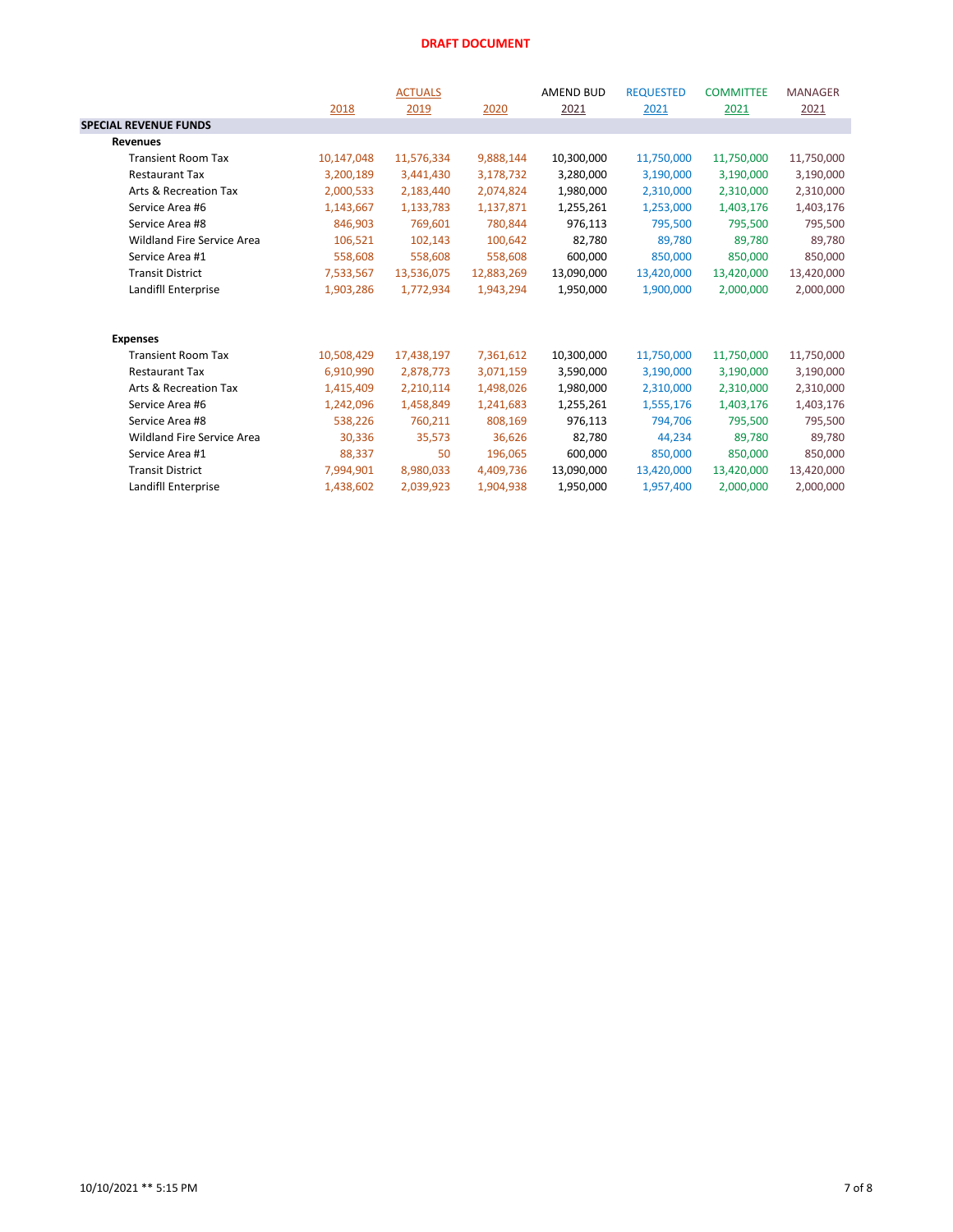**DRAFT DOCUMENT**

| | ACTUALS | | | AMEND BUD | REQUESTED | COMMITTEE | MANAGER |
|---|---|---|---|---|---|---|---|
| | 2018 | 2019 | 2020 | 2021 | 2021 | 2021 | 2021 |
| **SPECIAL REVENUE FUNDS** | | | | | | | |
| **Revenues** | | | | | | | |
| Transient Room Tax | 10,147,048 | 11,576,334 | 9,888,144 | 10,300,000 | 11,750,000 | 11,750,000 | 11,750,000 |
| Restaurant Tax | 3,200,189 | 3,441,430 | 3,178,732 | 3,280,000 | 3,190,000 | 3,190,000 | 3,190,000 |
| Arts & Recreation Tax | 2,000,533 | 2,183,440 | 2,074,824 | 1,980,000 | 2,310,000 | 2,310,000 | 2,310,000 |
| Service Area #6 | 1,143,667 | 1,133,783 | 1,137,871 | 1,255,261 | 1,253,000 | 1,403,176 | 1,403,176 |
| Service Area #8 | 846,903 | 769,601 | 780,844 | 976,113 | 795,500 | 795,500 | 795,500 |
| Wildland Fire Service Area | 106,521 | 102,143 | 100,642 | 82,780 | 89,780 | 89,780 | 89,780 |
| Service Area #1 | 558,608 | 558,608 | 558,608 | 600,000 | 850,000 | 850,000 | 850,000 |
| Transit District | 7,533,567 | 13,536,075 | 12,883,269 | 13,090,000 | 13,420,000 | 13,420,000 | 13,420,000 |
| Landfill Enterprise | 1,903,286 | 1,772,934 | 1,943,294 | 1,950,000 | 1,900,000 | 2,000,000 | 2,000,000 |
| **Expenses** | | | | | | | |
| Transient Room Tax | 10,508,429 | 17,438,197 | 7,361,612 | 10,300,000 | 11,750,000 | 11,750,000 | 11,750,000 |
| Restaurant Tax | 6,910,990 | 2,878,773 | 3,071,159 | 3,590,000 | 3,190,000 | 3,190,000 | 3,190,000 |
| Arts & Recreation Tax | 1,415,409 | 2,210,114 | 1,498,026 | 1,980,000 | 2,310,000 | 2,310,000 | 2,310,000 |
| Service Area #6 | 1,242,096 | 1,458,849 | 1,241,683 | 1,255,261 | 1,555,176 | 1,403,176 | 1,403,176 |
| Service Area #8 | 538,226 | 760,211 | 808,169 | 976,113 | 794,706 | 795,500 | 795,500 |
| Wildland Fire Service Area | 30,336 | 35,573 | 36,626 | 82,780 | 44,234 | 89,780 | 89,780 |
| Service Area #1 | 88,337 | 50 | 196,065 | 600,000 | 850,000 | 850,000 | 850,000 |
| Transit District | 7,994,901 | 8,980,033 | 4,409,736 | 13,090,000 | 13,420,000 | 13,420,000 | 13,420,000 |
| Landfill Enterprise | 1,438,602 | 2,039,923 | 1,904,938 | 1,950,000 | 1,957,400 | 2,000,000 | 2,000,000 |

10/10/2021 ** 5:15 PM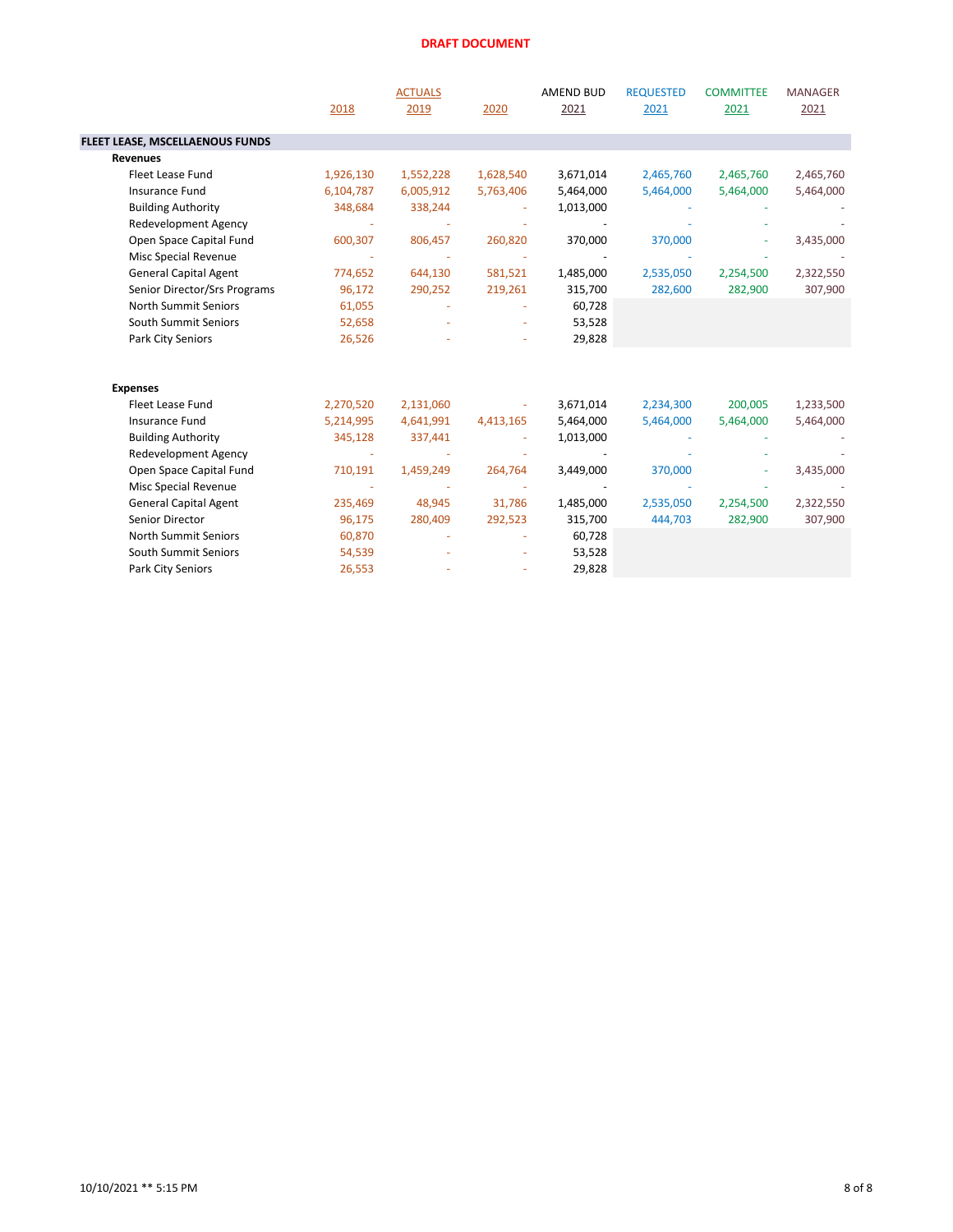**DRAFT DOCUMENT**

| | ACTUALS 2018 | 2019 | 2020 | AMEND BUD 2021 | REQUESTED 2021 | COMMITTEE 2021 | MANAGER 2021 |
|---|---|---|---|---|---|---|---|
| **FLEET LEASE, MSCELLAENOUS FUNDS** | | | | | | | |
| **Revenues** | | | | | | | |
| Fleet Lease Fund | 1,926,130 | 1,552,228 | 1,628,540 | 3,671,014 | 2,465,760 | 2,465,760 | 2,465,760 |
| Insurance Fund | 6,104,787 | 6,005,912 | 5,763,406 | 5,464,000 | 5,464,000 | 5,464,000 | 5,464,000 |
| Building Authority | 348,684 | 338,244 | - | 1,013,000 | - | - | - |
| Redevelopment Agency | - | - | - | - | - | - | - |
| Open Space Capital Fund | 600,307 | 806,457 | 260,820 | 370,000 | 370,000 | - | 3,435,000 |
| Misc Special Revenue | - | - | - | - | - | - | - |
| General Capital Agent | 774,652 | 644,130 | 581,521 | 1,485,000 | 2,535,050 | 2,254,500 | 2,322,550 |
| Senior Director/Srs Programs | 96,172 | 290,252 | 219,261 | 315,700 | 282,600 | 282,900 | 307,900 |
| North Summit Seniors | 61,055 | - | - | 60,728 | | | |
| South Summit Seniors | 52,658 | - | - | 53,528 | | | |
| Park City Seniors | 26,526 | - | - | 29,828 | | | |
| **Expenses** | | | | | | | |
| Fleet Lease Fund | 2,270,520 | 2,131,060 | - | 3,671,014 | 2,234,300 | 200,005 | 1,233,500 |
| Insurance Fund | 5,214,995 | 4,641,991 | 4,413,165 | 5,464,000 | 5,464,000 | 5,464,000 | 5,464,000 |
| Building Authority | 345,128 | 337,441 | - | 1,013,000 | - | - | - |
| Redevelopment Agency | - | - | - | - | - | - | - |
| Open Space Capital Fund | 710,191 | 1,459,249 | 264,764 | 3,449,000 | 370,000 | - | 3,435,000 |
| Misc Special Revenue | - | - | - | - | - | - | - |
| General Capital Agent | 235,469 | 48,945 | 31,786 | 1,485,000 | 2,535,050 | 2,254,500 | 2,322,550 |
| Senior Director | 96,175 | 280,409 | 292,523 | 315,700 | 444,703 | 282,900 | 307,900 |
| North Summit Seniors | 60,870 | - | - | 60,728 | | | |
| South Summit Seniors | 54,539 | - | - | 53,528 | | | |
| Park City Seniors | 26,553 | - | - | 29,828 | | | |

10/10/2021 ** 5:15 PM